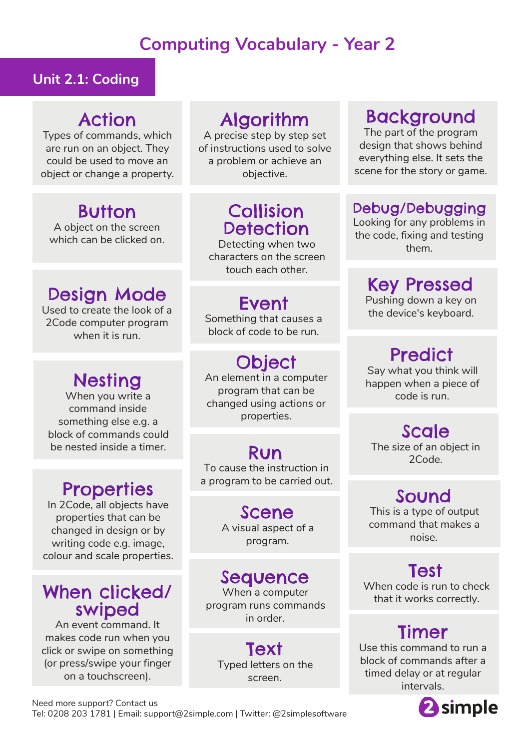# Computing Vocabulary - Year 2

## Unit 2.1: Coding

### Action
Types of commands, which are run on an object. They could be used to move an object or change a property.

### Algorithm
A precise step by step set of instructions used to solve a problem or achieve an objective.

### Background
The part of the program design that shows behind everything else. It sets the scene for the story or game.

### Button
A object on the screen which can be clicked on.

### Collision Detection
Detecting when two characters on the screen touch each other.

### Debug/Debugging
Looking for any problems in the code, fixing and testing them.

### Design Mode
Used to create the look of a 2Code computer program when it is run.

### Event
Something that causes a block of code to be run.

### Key Pressed
Pushing down a key on the device's keyboard.

### Nesting
When you write a command inside something else e.g. a block of commands could be nested inside a timer.

### Object
An element in a computer program that can be changed using actions or properties.

### Predict
Say what you think will happen when a piece of code is run.

### Run
To cause the instruction in a program to be carried out.

### Scale
The size of an object in 2Code.

### Properties
In 2Code, all objects have properties that can be changed in design or by writing code e.g. image, colour and scale properties.

### Scene
A visual aspect of a program.

### Sound
This is a type of output command that makes a noise.

### When clicked/ swiped
An event command. It makes code run when you click or swipe on something (or press/swipe your finger on a touchscreen).

### Sequence
When a computer program runs commands in order.

### Test
When code is run to check that it works correctly.

### Text
Typed letters on the screen.

### Timer
Use this command to run a block of commands after a timed delay or at regular intervals.

Need more support? Contact us
Tel: 0208 203 1781 | Email: support@2simple.com | Twitter: @2simplesoftware

2simple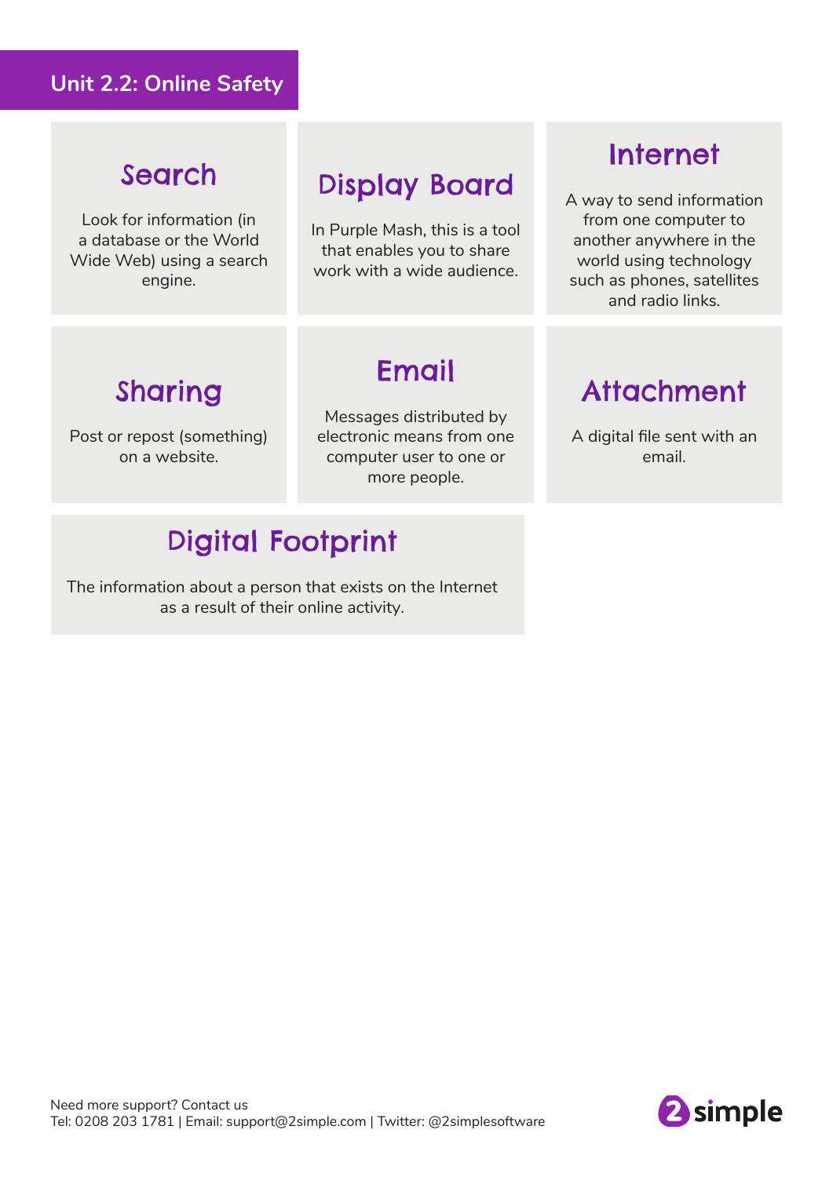# Unit 2.2: Online Safety

## Search

Look for information (in a database or the World Wide Web) using a search engine.

## Display Board

In Purple Mash, this is a tool that enables you to share work with a wide audience.

## Internet

A way to send information from one computer to another anywhere in the world using technology such as phones, satellites and radio links.

## Sharing

Post or repost (something) on a website.

## Email

Messages distributed by electronic means from one computer user to one or more people.

## Attachment

A digital file sent with an email.

## Digital Footprint

The information about a person that exists on the Internet as a result of their online activity.

Need more support? Contact us
Tel: 0208 203 1781 | Email: support@2simple.com | Twitter: @2simplesoftware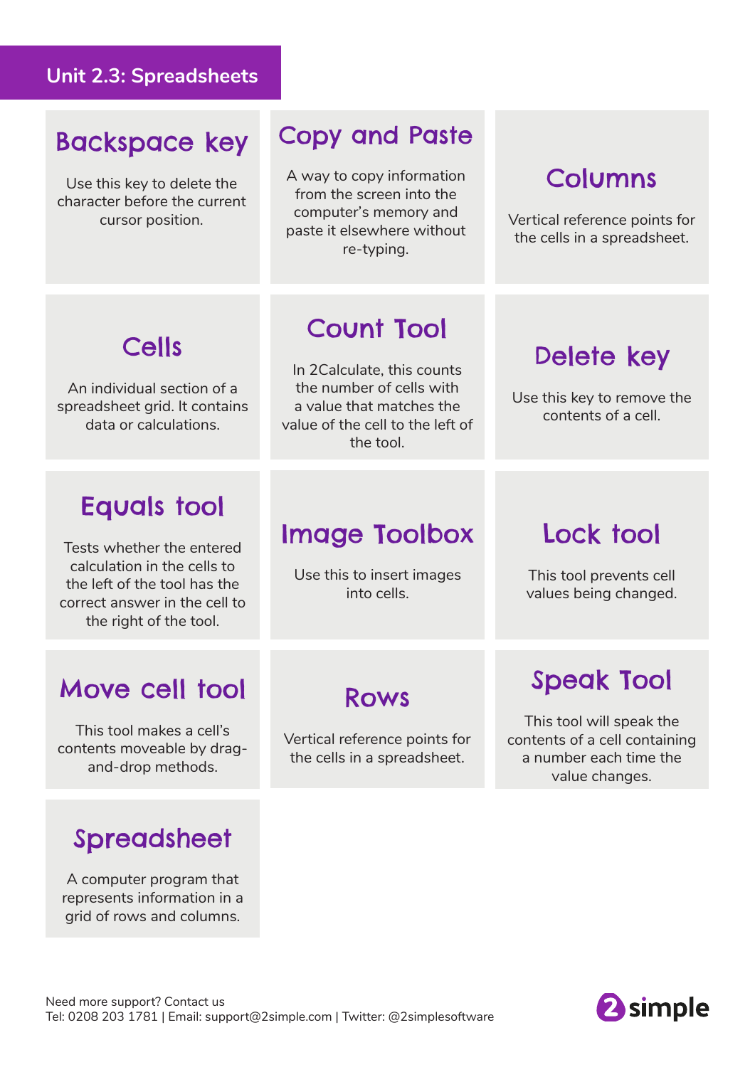# Unit 2.3: Spreadsheets

## Backspace key

Use this key to delete the character before the current cursor position.

## Copy and Paste

A way to copy information from the screen into the computer's memory and paste it elsewhere without re-typing.

## Columns

Vertical reference points for the cells in a spreadsheet.

## Cells

An individual section of a spreadsheet grid. It contains data or calculations.

## Count Tool

In 2Calculate, this counts the number of cells with a value that matches the value of the cell to the left of the tool.

## Delete key

Use this key to remove the contents of a cell.

## Equals tool

Tests whether the entered calculation in the cells to the left of the tool has the correct answer in the cell to the right of the tool.

## Image Toolbox

Use this to insert images into cells.

## Lock tool

This tool prevents cell values being changed.

## Move cell tool

This tool makes a cell's contents moveable by drag-and-drop methods.

## Rows

Vertical reference points for the cells in a spreadsheet.

## Speak Tool

This tool will speak the contents of a cell containing a number each time the value changes.

## Spreadsheet

A computer program that represents information in a grid of rows and columns.

Need more support? Contact us
Tel: 0208 203 1781 | Email: support@2simple.com | Twitter: @2simplesoftware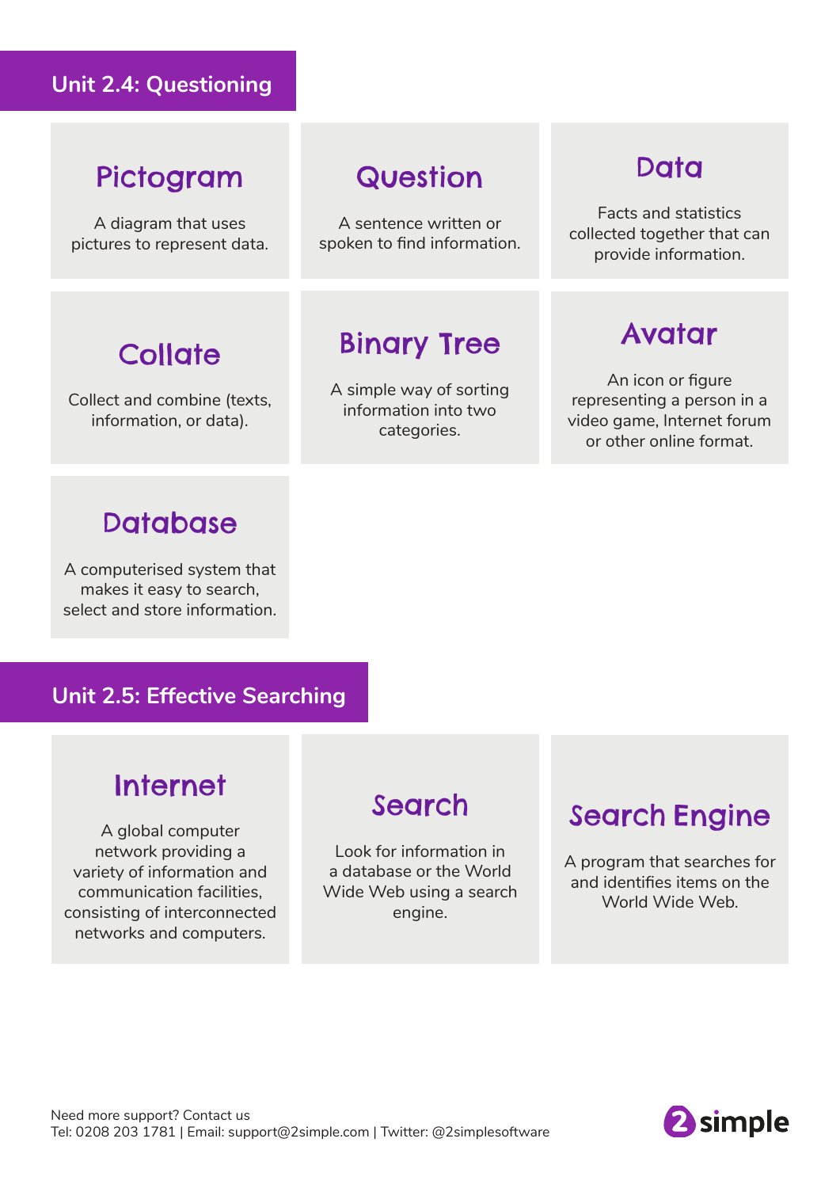## Unit 2.4: Questioning

### Pictogram

A diagram that uses pictures to represent data.

### Question

A sentence written or spoken to find information.

### Data

Facts and statistics collected together that can provide information.

### Collate

Collect and combine (texts, information, or data).

### Binary Tree

A simple way of sorting information into two categories.

### Avatar

An icon or figure representing a person in a video game, Internet forum or other online format.

### Database

A computerised system that makes it easy to search, select and store information.

## Unit 2.5: Effective Searching

### Internet

A global computer network providing a variety of information and communication facilities, consisting of interconnected networks and computers.

### Search

Look for information in a database or the World Wide Web using a search engine.

### Search Engine

A program that searches for and identifies items on the World Wide Web.

Need more support? Contact us
Tel: 0208 203 1781 | Email: support@2simple.com | Twitter: @2simplesoftware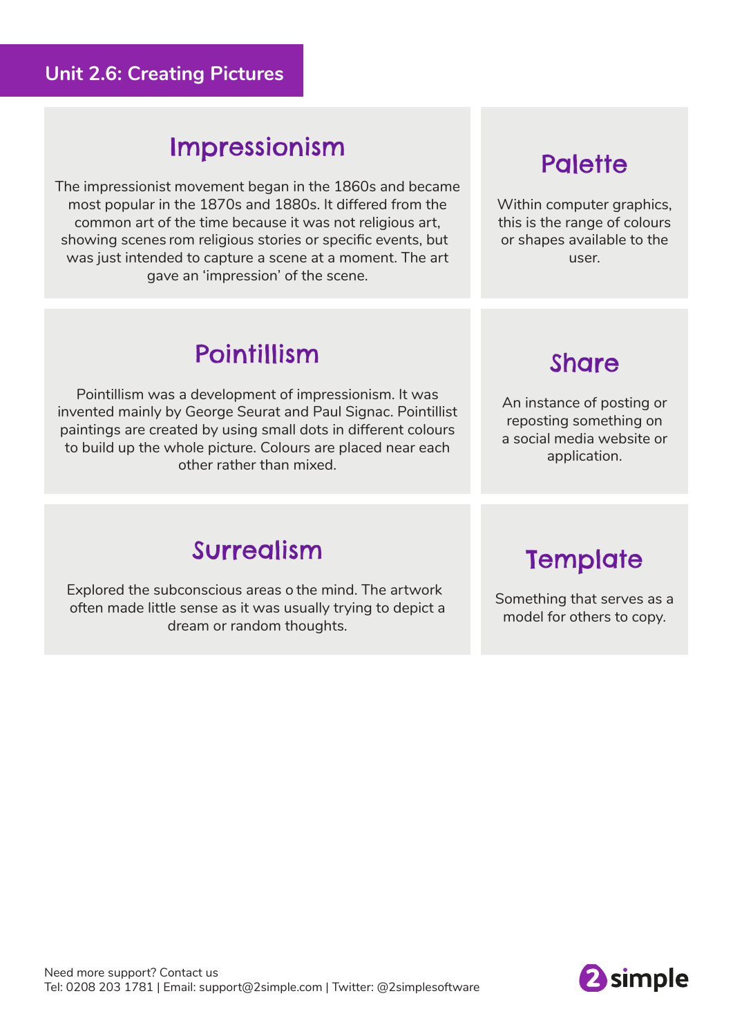## Unit 2.6: Creating Pictures

### Impressionism

The impressionist movement began in the 1860s and became most popular in the 1870s and 1880s. It differed from the common art of the time because it was not religious art, showing scenes rom religious stories or specific events, but was just intended to capture a scene at a moment. The art gave an 'impression' of the scene.

### Palette

Within computer graphics, this is the range of colours or shapes available to the user.

### Pointillism

Pointillism was a development of impressionism. It was invented mainly by George Seurat and Paul Signac. Pointillist paintings are created by using small dots in different colours to build up the whole picture. Colours are placed near each other rather than mixed.

### Share

An instance of posting or reposting something on a social media website or application.

### Surrealism

Explored the subconscious areas o the mind. The artwork often made little sense as it was usually trying to depict a dream or random thoughts.

### Template

Something that serves as a model for others to copy.

Need more support? Contact us
Tel: 0208 203 1781 | Email: support@2simple.com | Twitter: @2simplesoftware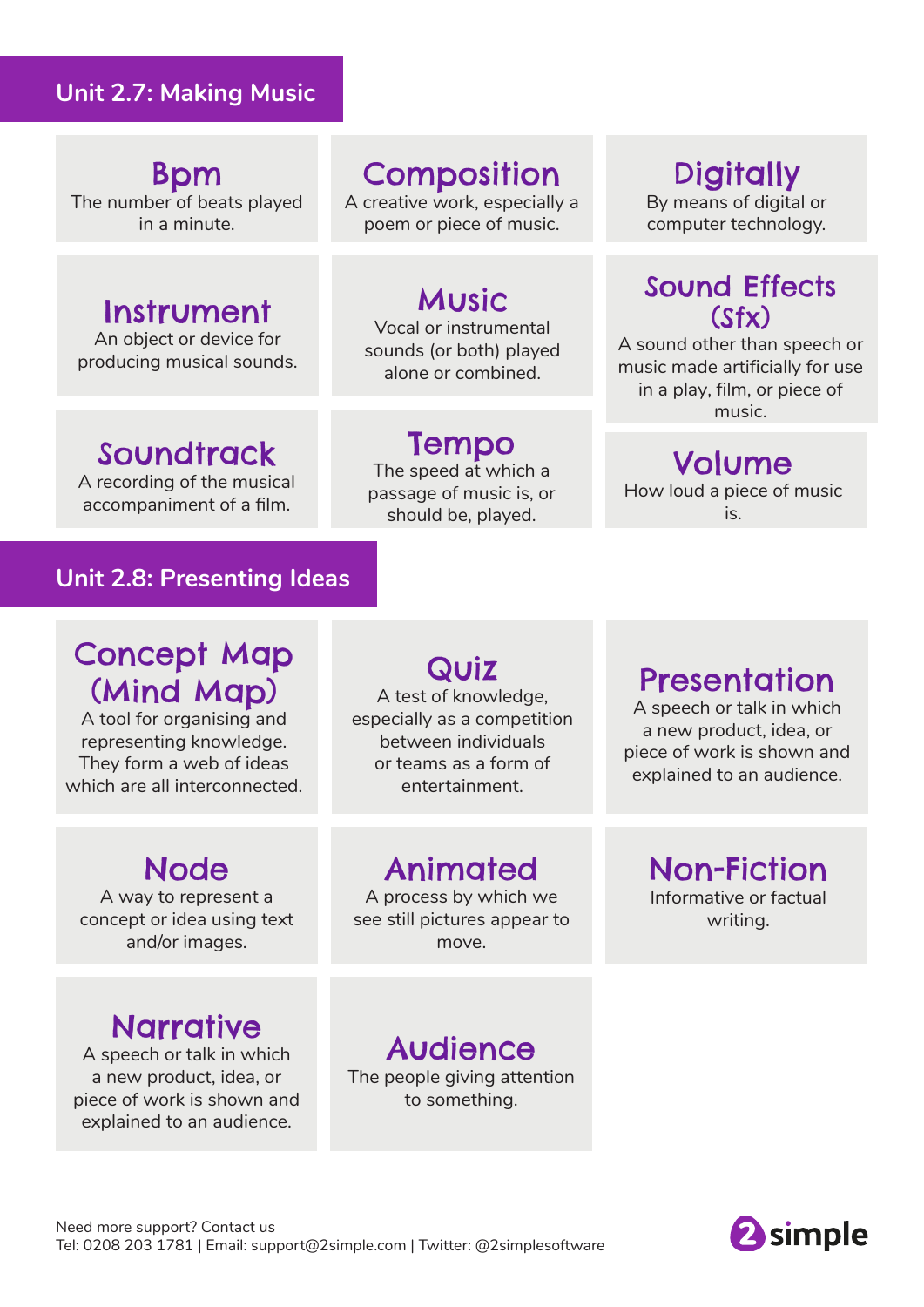## Unit 2.7: Making Music

### Bpm
The number of beats played in a minute.

### Composition
A creative work, especially a poem or piece of music.

### Digitally
By means of digital or computer technology.

### Instrument
An object or device for producing musical sounds.

### Music
Vocal or instrumental sounds (or both) played alone or combined.

### Sound Effects (Sfx)
A sound other than speech or music made artificially for use in a play, film, or piece of music.

### Soundtrack
A recording of the musical accompaniment of a film.

### Tempo
The speed at which a passage of music is, or should be, played.

### Volume
How loud a piece of music is.

## Unit 2.8: Presenting Ideas

### Concept Map (Mind Map)
A tool for organising and representing knowledge. They form a web of ideas which are all interconnected.

### Quiz
A test of knowledge, especially as a competition between individuals or teams as a form of entertainment.

### Presentation
A speech or talk in which a new product, idea, or piece of work is shown and explained to an audience.

### Node
A way to represent a concept or idea using text and/or images.

### Animated
A process by which we see still pictures appear to move.

### Non-Fiction
Informative or factual writing.

### Narrative
A speech or talk in which a new product, idea, or piece of work is shown and explained to an audience.

### Audience
The people giving attention to something.

Need more support? Contact us
Tel: 0208 203 1781 | Email: support@2simple.com | Twitter: @2simplesoftware

2simple